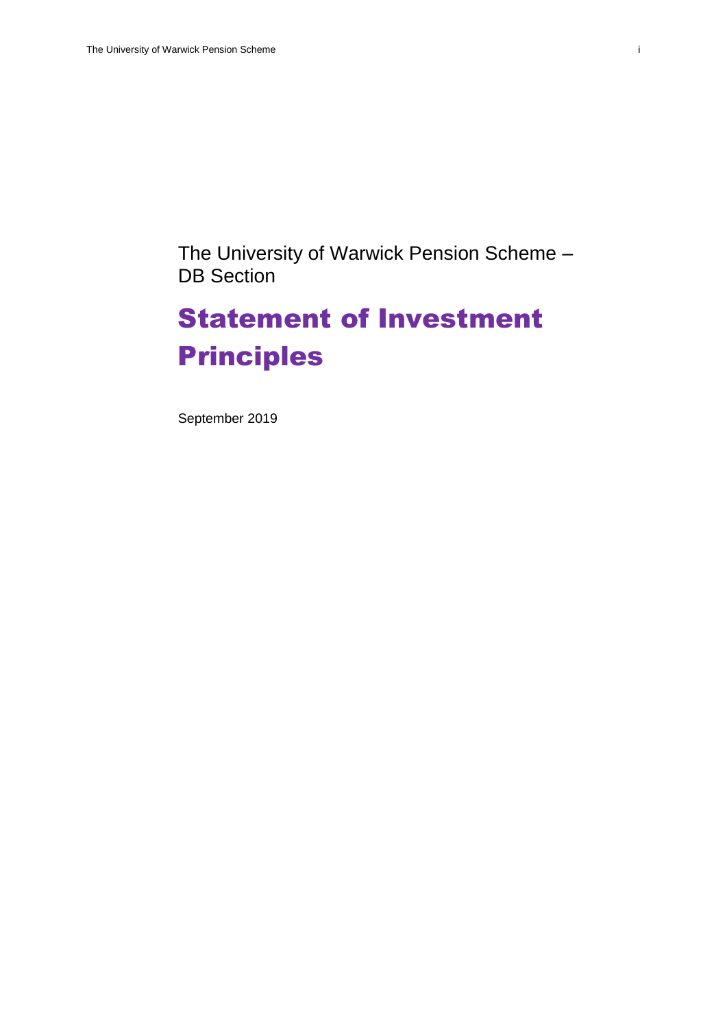The University of Warwick Pension Scheme – DB Section

# Statement of Investment Principles

September 2019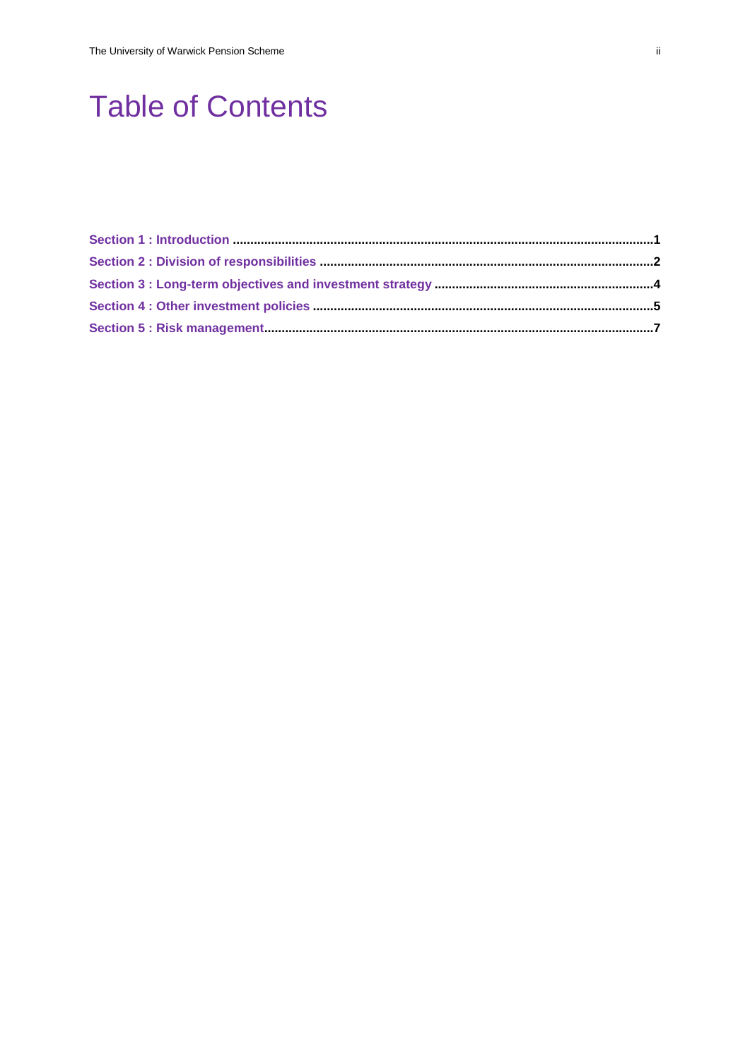# Table of Contents

Section 1 : Introduction ........................................................................................................................1

Section 2 : Division of responsibilities ...................................................................................2

Section 3 : Long-term objectives and investment strategy ..............................................4

Section 4 : Other investment policies .....................................................................................5

Section 5 : Risk management....................................................................................................7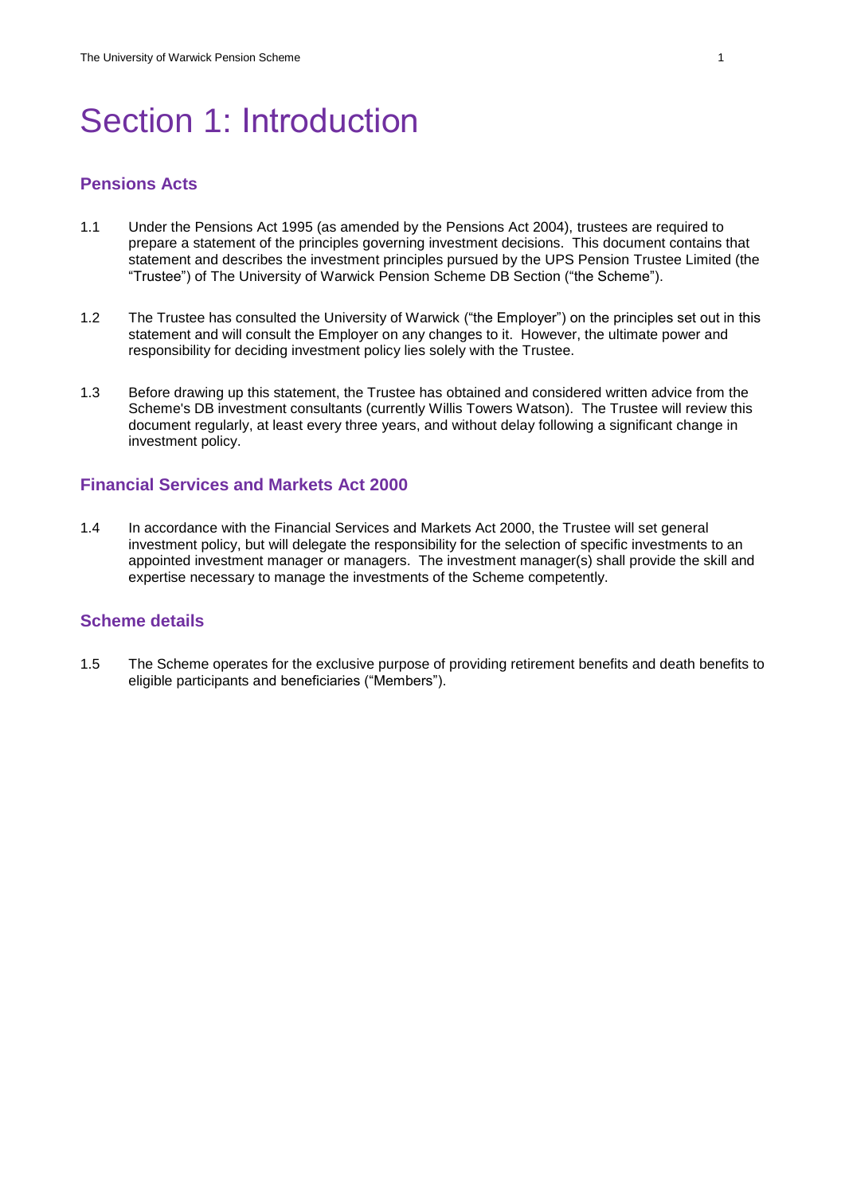# Section 1: Introduction

## Pensions Acts

1.1 Under the Pensions Act 1995 (as amended by the Pensions Act 2004), trustees are required to prepare a statement of the principles governing investment decisions. This document contains that statement and describes the investment principles pursued by the UPS Pension Trustee Limited (the "Trustee") of The University of Warwick Pension Scheme DB Section ("the Scheme").

1.2 The Trustee has consulted the University of Warwick ("the Employer") on the principles set out in this statement and will consult the Employer on any changes to it. However, the ultimate power and responsibility for deciding investment policy lies solely with the Trustee.

1.3 Before drawing up this statement, the Trustee has obtained and considered written advice from the Scheme's DB investment consultants (currently Willis Towers Watson). The Trustee will review this document regularly, at least every three years, and without delay following a significant change in investment policy.

## Financial Services and Markets Act 2000

1.4 In accordance with the Financial Services and Markets Act 2000, the Trustee will set general investment policy, but will delegate the responsibility for the selection of specific investments to an appointed investment manager or managers. The investment manager(s) shall provide the skill and expertise necessary to manage the investments of the Scheme competently.

## Scheme details

1.5 The Scheme operates for the exclusive purpose of providing retirement benefits and death benefits to eligible participants and beneficiaries ("Members").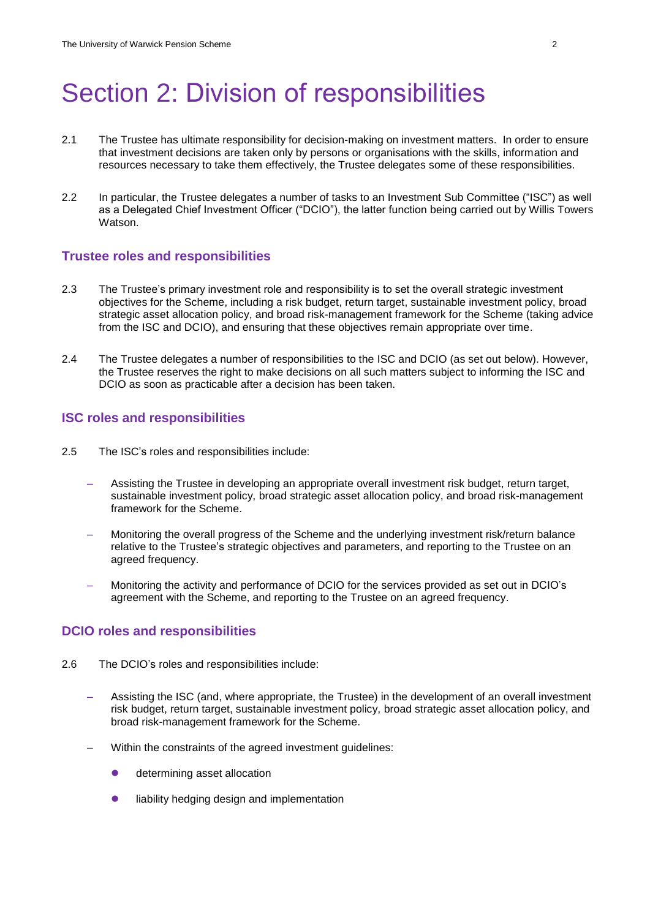# Section 2: Division of responsibilities

2.1 The Trustee has ultimate responsibility for decision-making on investment matters. In order to ensure that investment decisions are taken only by persons or organisations with the skills, information and resources necessary to take them effectively, the Trustee delegates some of these responsibilities.

2.2 In particular, the Trustee delegates a number of tasks to an Investment Sub Committee ("ISC") as well as a Delegated Chief Investment Officer ("DCIO"), the latter function being carried out by Willis Towers Watson.

## Trustee roles and responsibilities

2.3 The Trustee's primary investment role and responsibility is to set the overall strategic investment objectives for the Scheme, including a risk budget, return target, sustainable investment policy, broad strategic asset allocation policy, and broad risk-management framework for the Scheme (taking advice from the ISC and DCIO), and ensuring that these objectives remain appropriate over time.

2.4 The Trustee delegates a number of responsibilities to the ISC and DCIO (as set out below). However, the Trustee reserves the right to make decisions on all such matters subject to informing the ISC and DCIO as soon as practicable after a decision has been taken.

## ISC roles and responsibilities

2.5 The ISC's roles and responsibilities include:

- Assisting the Trustee in developing an appropriate overall investment risk budget, return target, sustainable investment policy, broad strategic asset allocation policy, and broad risk-management framework for the Scheme.
- Monitoring the overall progress of the Scheme and the underlying investment risk/return balance relative to the Trustee's strategic objectives and parameters, and reporting to the Trustee on an agreed frequency.
- Monitoring the activity and performance of DCIO for the services provided as set out in DCIO's agreement with the Scheme, and reporting to the Trustee on an agreed frequency.

## DCIO roles and responsibilities

2.6 The DCIO's roles and responsibilities include:

- Assisting the ISC (and, where appropriate, the Trustee) in the development of an overall investment risk budget, return target, sustainable investment policy, broad strategic asset allocation policy, and broad risk-management framework for the Scheme.
- Within the constraints of the agreed investment guidelines:
  - determining asset allocation
  - liability hedging design and implementation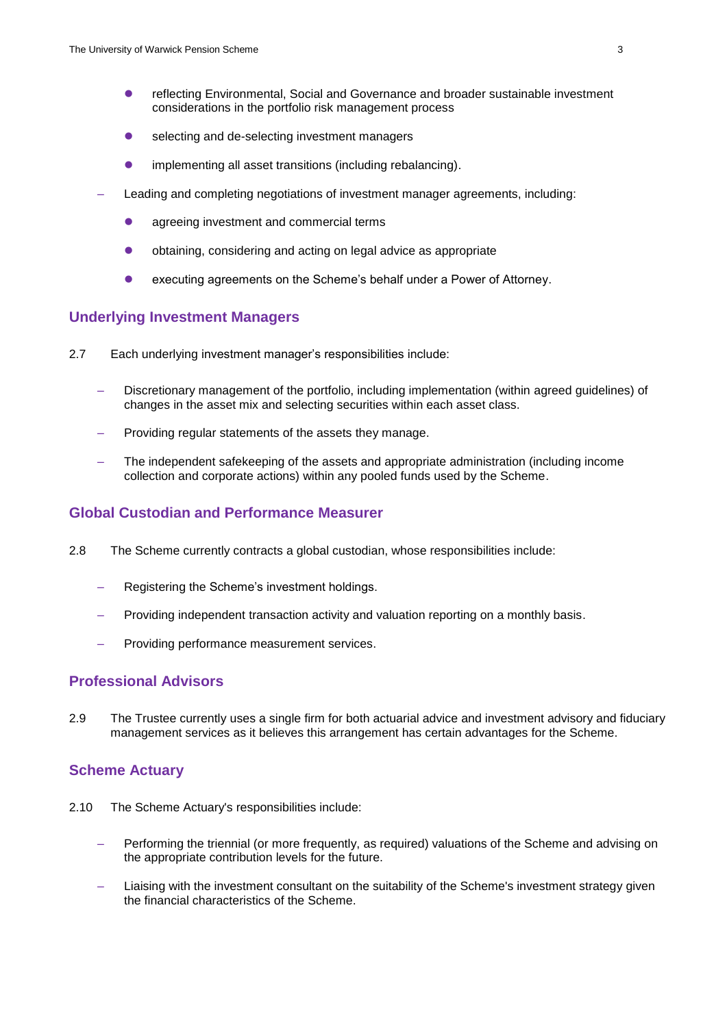- reflecting Environmental, Social and Governance and broader sustainable investment considerations in the portfolio risk management process
  - selecting and de-selecting investment managers
  - implementing all asset transitions (including rebalancing).
- Leading and completing negotiations of investment manager agreements, including:
  - agreeing investment and commercial terms
  - obtaining, considering and acting on legal advice as appropriate
  - executing agreements on the Scheme's behalf under a Power of Attorney.

## Underlying Investment Managers

2.7 Each underlying investment manager's responsibilities include:

- Discretionary management of the portfolio, including implementation (within agreed guidelines) of changes in the asset mix and selecting securities within each asset class.
- Providing regular statements of the assets they manage.
- The independent safekeeping of the assets and appropriate administration (including income collection and corporate actions) within any pooled funds used by the Scheme.

## Global Custodian and Performance Measurer

2.8 The Scheme currently contracts a global custodian, whose responsibilities include:

- Registering the Scheme's investment holdings.
- Providing independent transaction activity and valuation reporting on a monthly basis.
- Providing performance measurement services.

## Professional Advisors

2.9 The Trustee currently uses a single firm for both actuarial advice and investment advisory and fiduciary management services as it believes this arrangement has certain advantages for the Scheme.

## Scheme Actuary

2.10 The Scheme Actuary's responsibilities include:

- Performing the triennial (or more frequently, as required) valuations of the Scheme and advising on the appropriate contribution levels for the future.
- Liaising with the investment consultant on the suitability of the Scheme's investment strategy given the financial characteristics of the Scheme.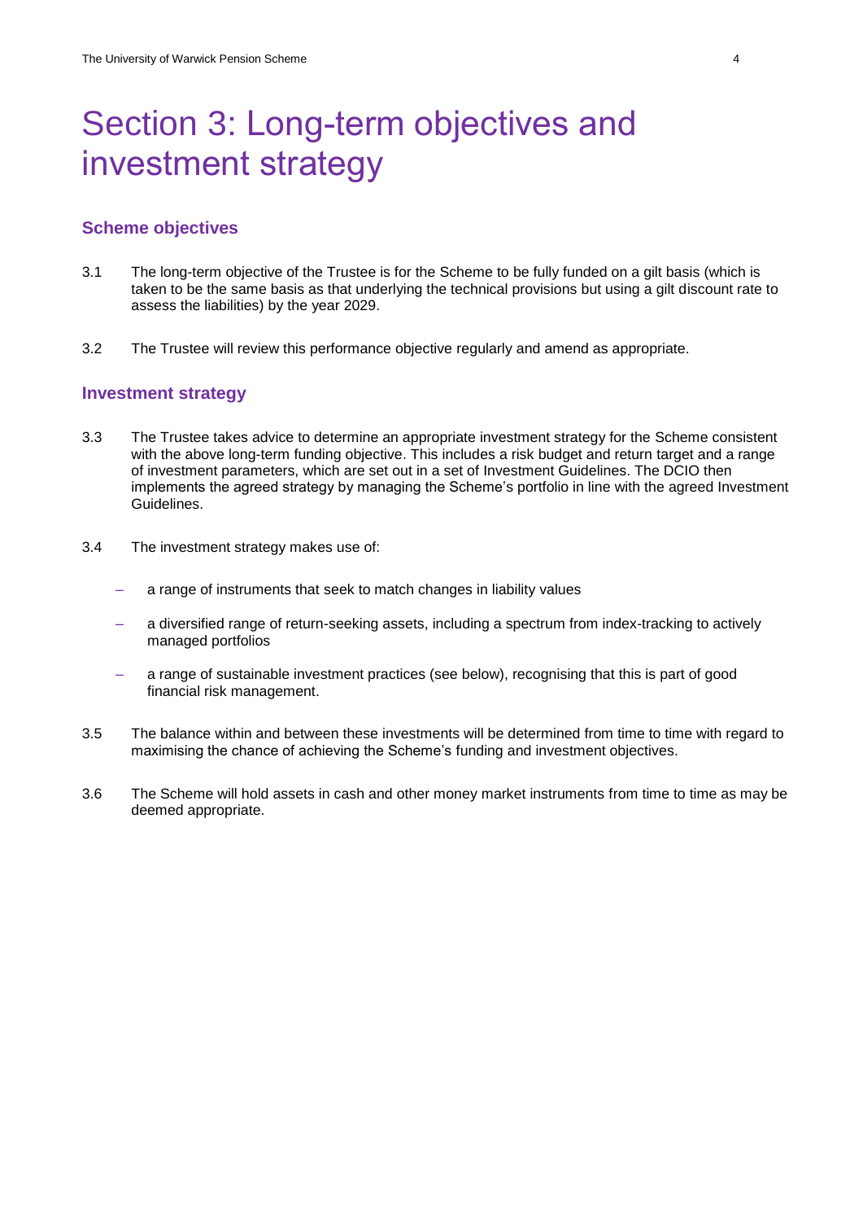# Section 3: Long-term objectives and investment strategy

## Scheme objectives

3.1 The long-term objective of the Trustee is for the Scheme to be fully funded on a gilt basis (which is taken to be the same basis as that underlying the technical provisions but using a gilt discount rate to assess the liabilities) by the year 2029.

3.2 The Trustee will review this performance objective regularly and amend as appropriate.

## Investment strategy

3.3 The Trustee takes advice to determine an appropriate investment strategy for the Scheme consistent with the above long-term funding objective. This includes a risk budget and return target and a range of investment parameters, which are set out in a set of Investment Guidelines. The DCIO then implements the agreed strategy by managing the Scheme's portfolio in line with the agreed Investment Guidelines.

3.4 The investment strategy makes use of:

- a range of instruments that seek to match changes in liability values
- a diversified range of return-seeking assets, including a spectrum from index-tracking to actively managed portfolios
- a range of sustainable investment practices (see below), recognising that this is part of good financial risk management.

3.5 The balance within and between these investments will be determined from time to time with regard to maximising the chance of achieving the Scheme's funding and investment objectives.

3.6 The Scheme will hold assets in cash and other money market instruments from time to time as may be deemed appropriate.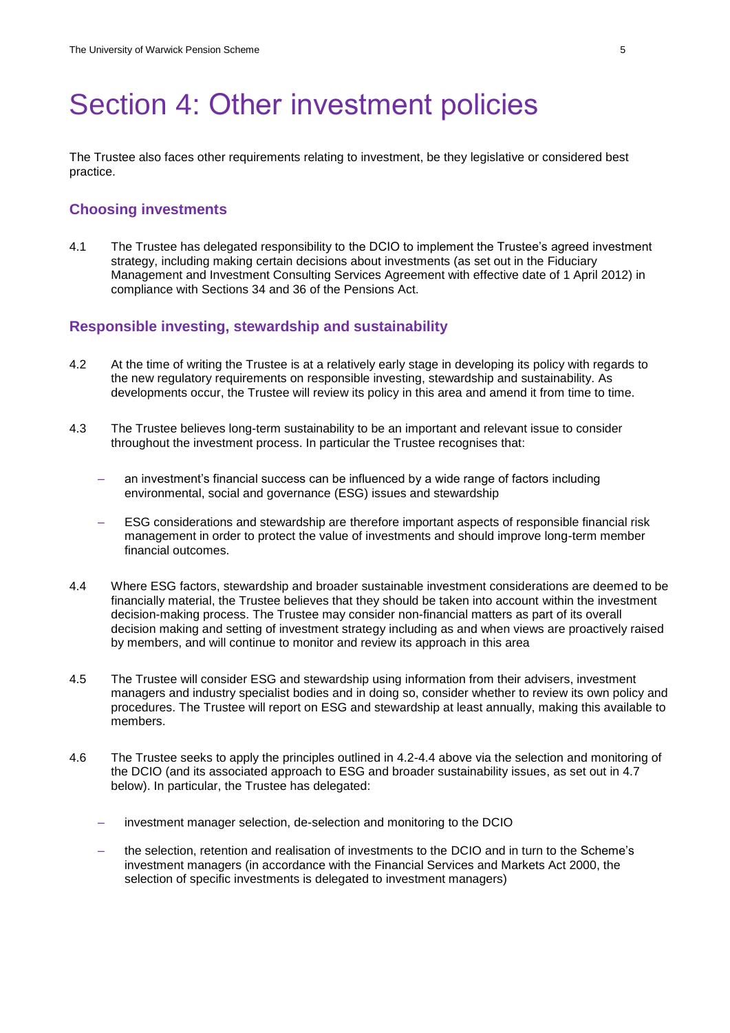# Section 4: Other investment policies

The Trustee also faces other requirements relating to investment, be they legislative or considered best practice.

## Choosing investments

4.1 The Trustee has delegated responsibility to the DCIO to implement the Trustee's agreed investment strategy, including making certain decisions about investments (as set out in the Fiduciary Management and Investment Consulting Services Agreement with effective date of 1 April 2012) in compliance with Sections 34 and 36 of the Pensions Act.

## Responsible investing, stewardship and sustainability

4.2 At the time of writing the Trustee is at a relatively early stage in developing its policy with regards to the new regulatory requirements on responsible investing, stewardship and sustainability. As developments occur, the Trustee will review its policy in this area and amend it from time to time.

4.3 The Trustee believes long-term sustainability to be an important and relevant issue to consider throughout the investment process. In particular the Trustee recognises that:

- an investment's financial success can be influenced by a wide range of factors including environmental, social and governance (ESG) issues and stewardship
- ESG considerations and stewardship are therefore important aspects of responsible financial risk management in order to protect the value of investments and should improve long-term member financial outcomes.

4.4 Where ESG factors, stewardship and broader sustainable investment considerations are deemed to be financially material, the Trustee believes that they should be taken into account within the investment decision-making process. The Trustee may consider non-financial matters as part of its overall decision making and setting of investment strategy including as and when views are proactively raised by members, and will continue to monitor and review its approach in this area

4.5 The Trustee will consider ESG and stewardship using information from their advisers, investment managers and industry specialist bodies and in doing so, consider whether to review its own policy and procedures. The Trustee will report on ESG and stewardship at least annually, making this available to members.

4.6 The Trustee seeks to apply the principles outlined in 4.2-4.4 above via the selection and monitoring of the DCIO (and its associated approach to ESG and broader sustainability issues, as set out in 4.7 below). In particular, the Trustee has delegated:

- investment manager selection, de-selection and monitoring to the DCIO
- the selection, retention and realisation of investments to the DCIO and in turn to the Scheme's investment managers (in accordance with the Financial Services and Markets Act 2000, the selection of specific investments is delegated to investment managers)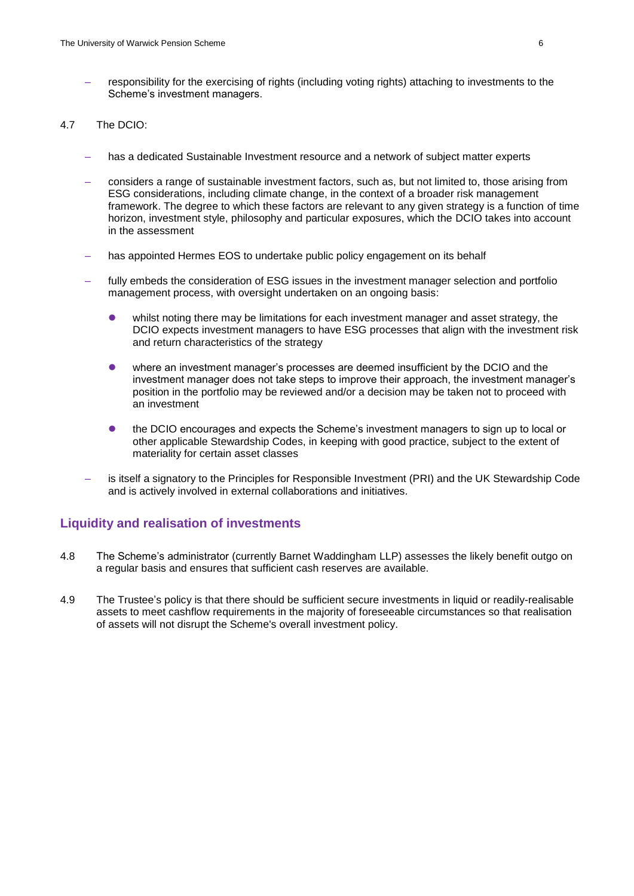- responsibility for the exercising of rights (including voting rights) attaching to investments to the Scheme's investment managers.

4.7 The DCIO:

- has a dedicated Sustainable Investment resource and a network of subject matter experts
- considers a range of sustainable investment factors, such as, but not limited to, those arising from ESG considerations, including climate change, in the context of a broader risk management framework. The degree to which these factors are relevant to any given strategy is a function of time horizon, investment style, philosophy and particular exposures, which the DCIO takes into account in the assessment
- has appointed Hermes EOS to undertake public policy engagement on its behalf
- fully embeds the consideration of ESG issues in the investment manager selection and portfolio management process, with oversight undertaken on an ongoing basis:
  - whilst noting there may be limitations for each investment manager and asset strategy, the DCIO expects investment managers to have ESG processes that align with the investment risk and return characteristics of the strategy
  - where an investment manager's processes are deemed insufficient by the DCIO and the investment manager does not take steps to improve their approach, the investment manager's position in the portfolio may be reviewed and/or a decision may be taken not to proceed with an investment
  - the DCIO encourages and expects the Scheme's investment managers to sign up to local or other applicable Stewardship Codes, in keeping with good practice, subject to the extent of materiality for certain asset classes
- is itself a signatory to the Principles for Responsible Investment (PRI) and the UK Stewardship Code and is actively involved in external collaborations and initiatives.

## Liquidity and realisation of investments

4.8 The Scheme's administrator (currently Barnet Waddingham LLP) assesses the likely benefit outgo on a regular basis and ensures that sufficient cash reserves are available.

4.9 The Trustee's policy is that there should be sufficient secure investments in liquid or readily-realisable assets to meet cashflow requirements in the majority of foreseeable circumstances so that realisation of assets will not disrupt the Scheme's overall investment policy.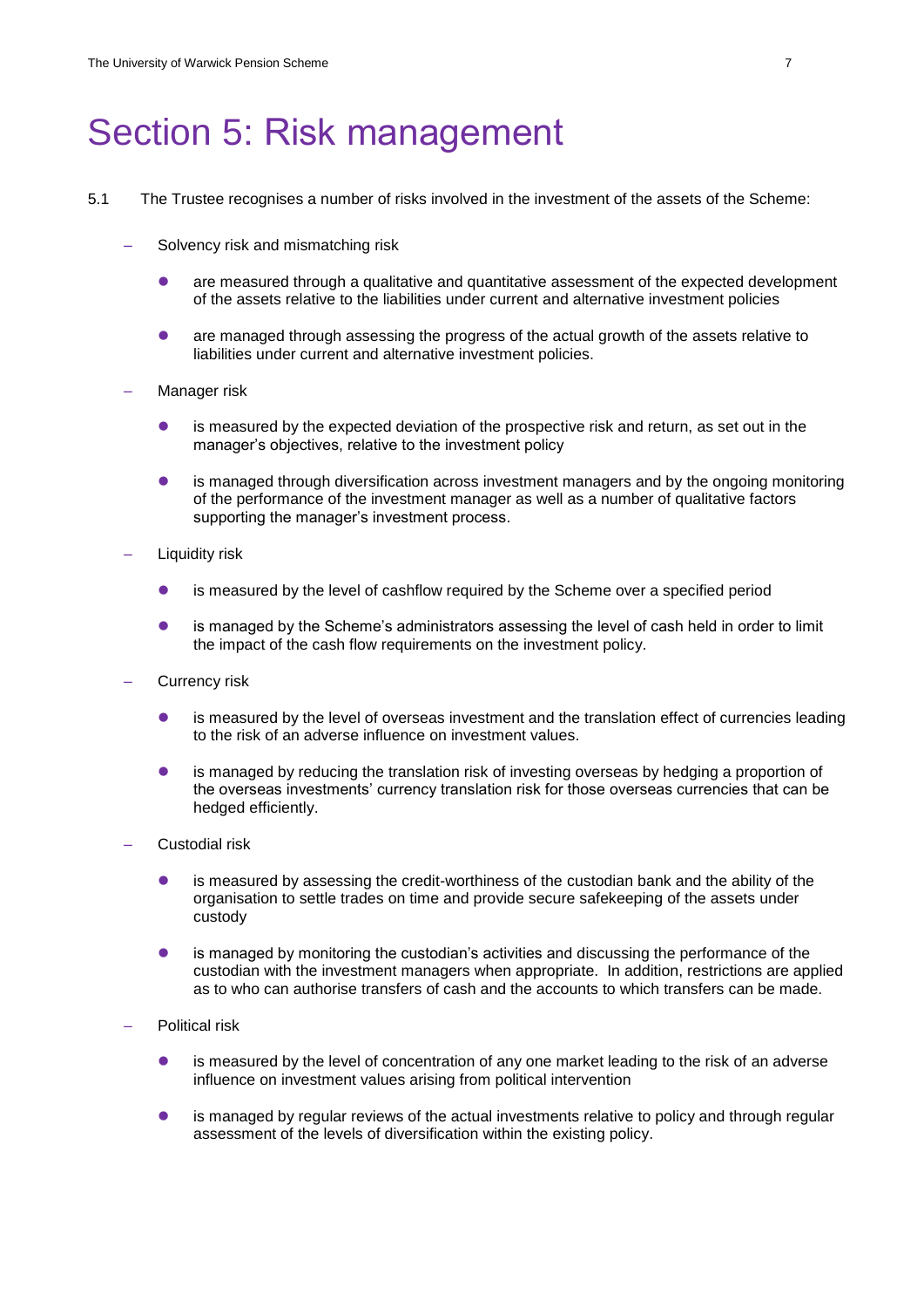# Section 5: Risk management

5.1 The Trustee recognises a number of risks involved in the investment of the assets of the Scheme:

- Solvency risk and mismatching risk
  - are measured through a qualitative and quantitative assessment of the expected development of the assets relative to the liabilities under current and alternative investment policies
  - are managed through assessing the progress of the actual growth of the assets relative to liabilities under current and alternative investment policies.
- Manager risk
  - is measured by the expected deviation of the prospective risk and return, as set out in the manager's objectives, relative to the investment policy
  - is managed through diversification across investment managers and by the ongoing monitoring of the performance of the investment manager as well as a number of qualitative factors supporting the manager's investment process.
- Liquidity risk
  - is measured by the level of cashflow required by the Scheme over a specified period
  - is managed by the Scheme's administrators assessing the level of cash held in order to limit the impact of the cash flow requirements on the investment policy.
- Currency risk
  - is measured by the level of overseas investment and the translation effect of currencies leading to the risk of an adverse influence on investment values.
  - is managed by reducing the translation risk of investing overseas by hedging a proportion of the overseas investments' currency translation risk for those overseas currencies that can be hedged efficiently.
- Custodial risk
  - is measured by assessing the credit-worthiness of the custodian bank and the ability of the organisation to settle trades on time and provide secure safekeeping of the assets under custody
  - is managed by monitoring the custodian's activities and discussing the performance of the custodian with the investment managers when appropriate. In addition, restrictions are applied as to who can authorise transfers of cash and the accounts to which transfers can be made.
- Political risk
  - is measured by the level of concentration of any one market leading to the risk of an adverse influence on investment values arising from political intervention
  - is managed by regular reviews of the actual investments relative to policy and through regular assessment of the levels of diversification within the existing policy.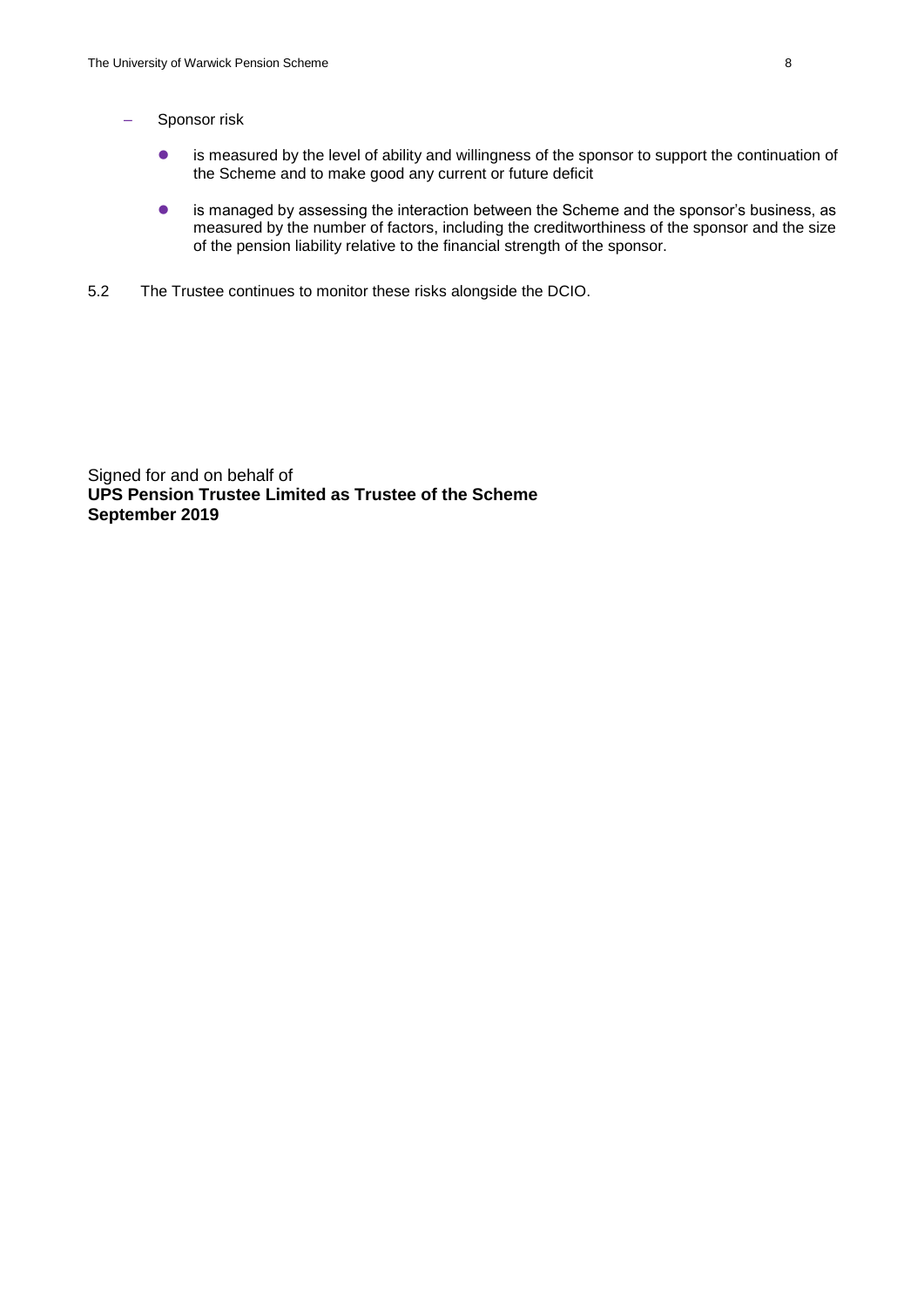- Sponsor risk
  - is measured by the level of ability and willingness of the sponsor to support the continuation of the Scheme and to make good any current or future deficit
  - is managed by assessing the interaction between the Scheme and the sponsor's business, as measured by the number of factors, including the creditworthiness of the sponsor and the size of the pension liability relative to the financial strength of the sponsor.

5.2 The Trustee continues to monitor these risks alongside the DCIO.

Signed for and on behalf of
**UPS Pension Trustee Limited as Trustee of the Scheme**
**September 2019**